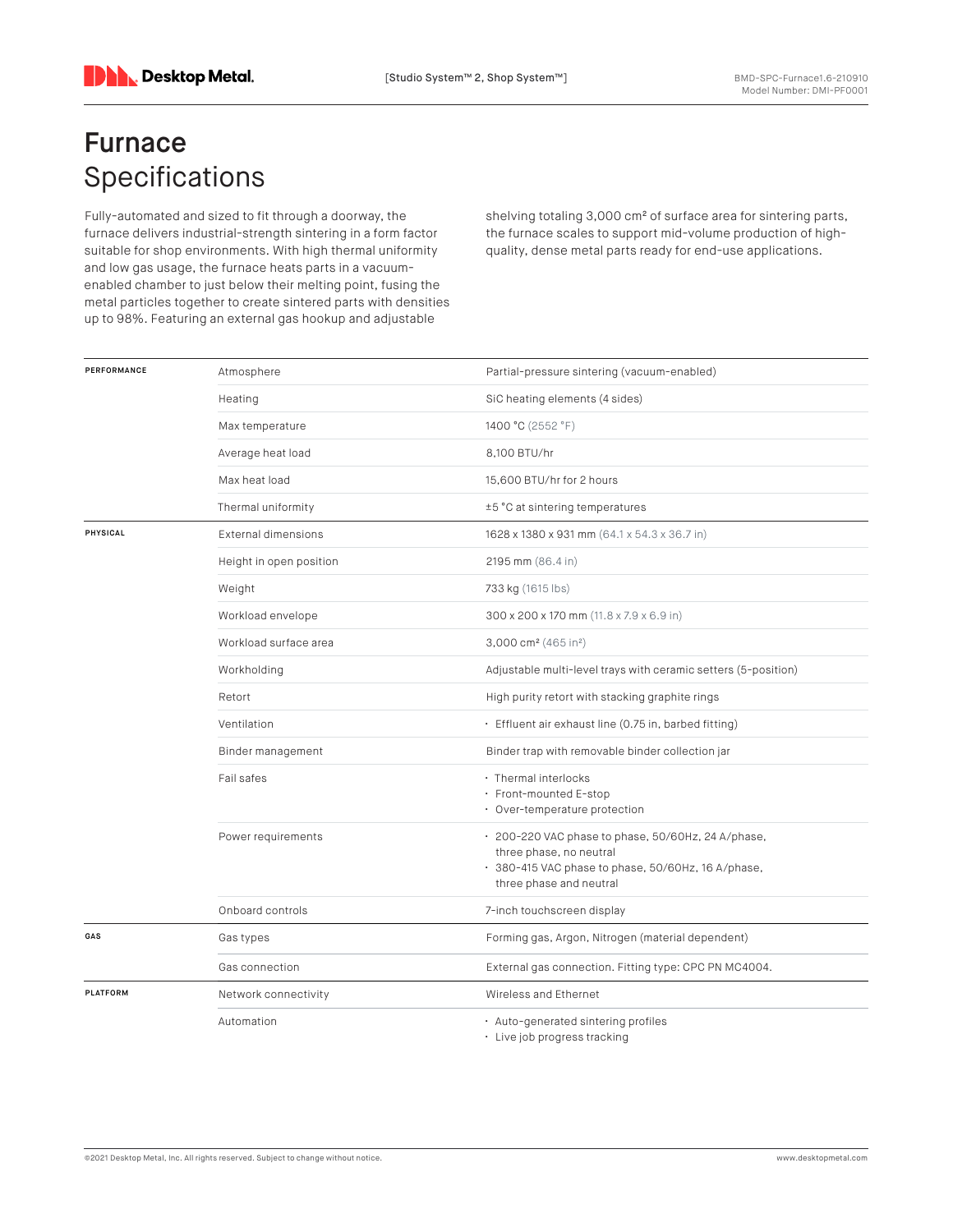# Furnace Specifications

Fully-automated and sized to fit through a doorway, the furnace delivers industrial-strength sintering in a form factor suitable for shop environments. With high thermal uniformity and low gas usage, the furnace heats parts in a vacuum-enabled chamber to just below their melting point, fusing the metal particles together to create sintered parts with densities up to 98%. Featuring an external gas hookup and adjustable shelving totaling 3,000 cm² of surface area for sintering parts, the furnace scales to support mid-volume production of high-quality, dense metal parts ready for end-use applications.

| | | |
|---|---|---|
| **PERFORMANCE** | Atmosphere | Partial-pressure sintering (vacuum-enabled) |
| | Heating | SiC heating elements (4 sides) |
| | Max temperature | 1400 °C (2552 °F) |
| | Average heat load | 8,100 BTU/hr |
| | Max heat load | 15,600 BTU/hr for 2 hours |
| | Thermal uniformity | ±5 °C at sintering temperatures |
| **PHYSICAL** | External dimensions | 1628 x 1380 x 931 mm (64.1 x 54.3 x 36.7 in) |
| | Height in open position | 2195 mm (86.4 in) |
| | Weight | 733 kg (1615 lbs) |
| | Workload envelope | 300 x 200 x 170 mm (11.8 x 7.9 x 6.9 in) |
| | Workload surface area | 3,000 cm² (465 in²) |
| | Workholding | Adjustable multi-level trays with ceramic setters (5-position) |
| | Retort | High purity retort with stacking graphite rings |
| | Ventilation | • Effluent air exhaust line (0.75 in, barbed fitting) |
| | Binder management | Binder trap with removable binder collection jar |
| | Fail safes | • Thermal interlocks<br>• Front-mounted E-stop<br>• Over-temperature protection |
| | Power requirements | • 200-220 VAC phase to phase, 50/60Hz, 24 A/phase, three phase, no neutral<br>• 380-415 VAC phase to phase, 50/60Hz, 16 A/phase, three phase and neutral |
| | Onboard controls | 7-inch touchscreen display |
| **GAS** | Gas types | Forming gas, Argon, Nitrogen (material dependent) |
| | Gas connection | External gas connection. Fitting type: CPC PN MC4004. |
| **PLATFORM** | Network connectivity | Wireless and Ethernet |
| | Automation | • Auto-generated sintering profiles<br>• Live job progress tracking |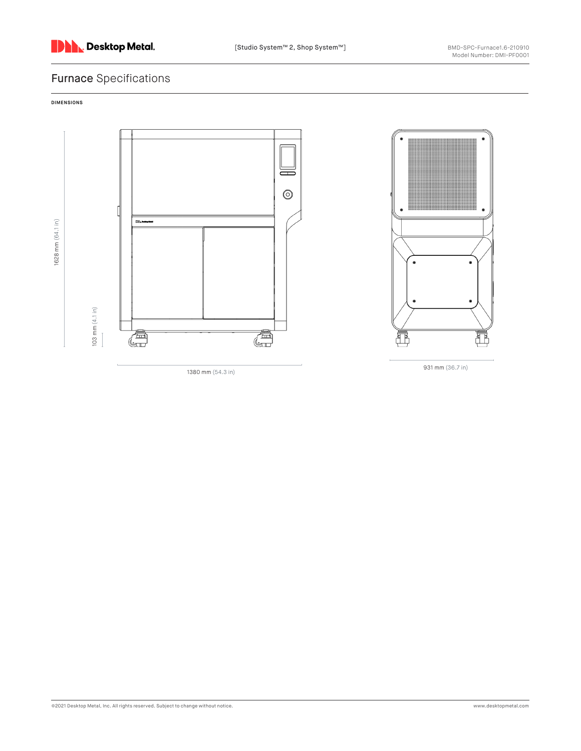# Furnace Specifications

**DIMENSIONS**

1628 mm (64.1 in)

103 mm (4.1 in)

1380 mm (54.3 in)

931 mm (36.7 in)